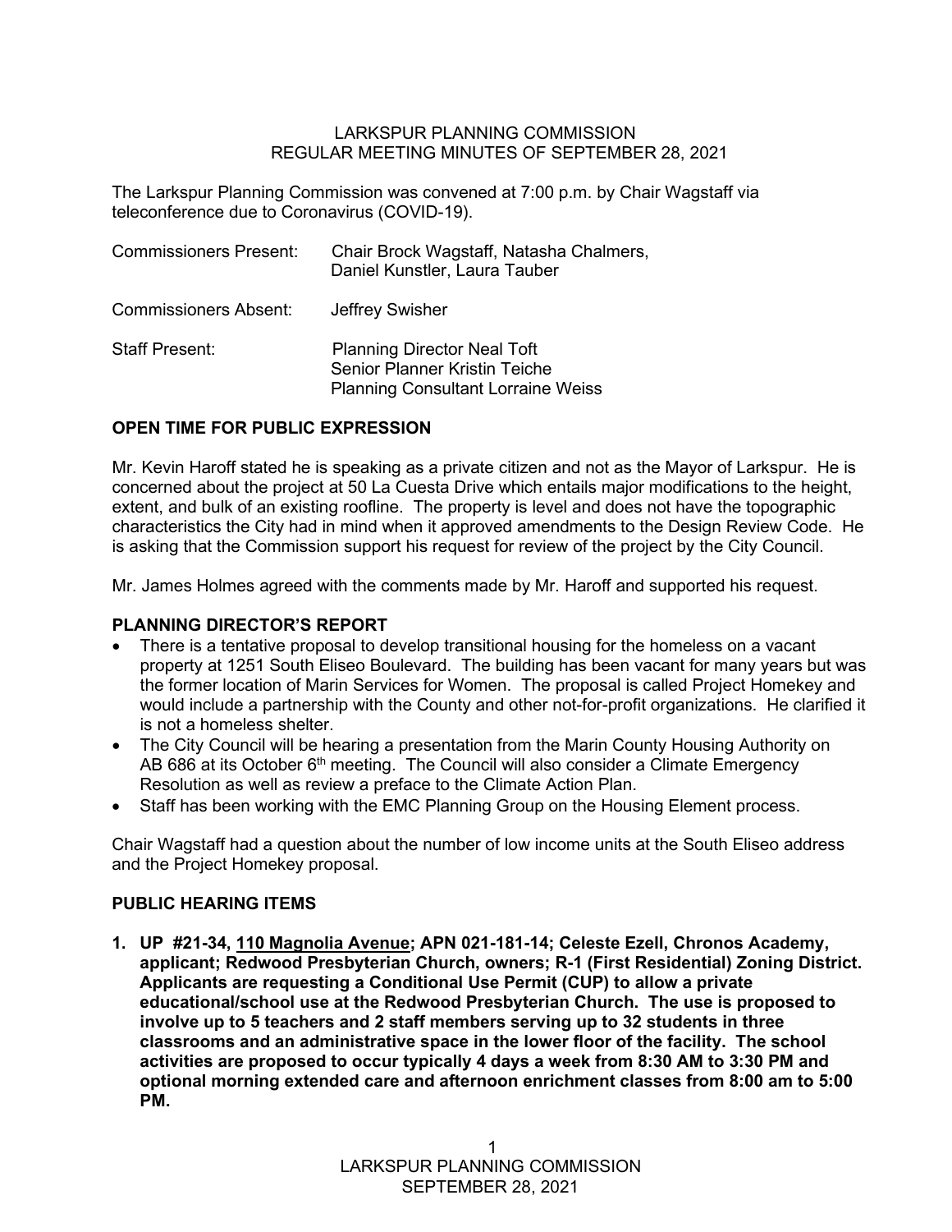LARKSPUR PLANNING COMMISSION
REGULAR MEETING MINUTES OF SEPTEMBER 28, 2021

The Larkspur Planning Commission was convened at 7:00 p.m. by Chair Wagstaff via teleconference due to Coronavirus (COVID-19).

| | |
|---|---|
| Commissioners Present: | Chair Brock Wagstaff, Natasha Chalmers, Daniel Kunstler, Laura Tauber |
| Commissioners Absent: | Jeffrey Swisher |
| Staff Present: | Planning Director Neal Toft<br>Senior Planner Kristin Teiche<br>Planning Consultant Lorraine Weiss |

## OPEN TIME FOR PUBLIC EXPRESSION

Mr. Kevin Haroff stated he is speaking as a private citizen and not as the Mayor of Larkspur. He is concerned about the project at 50 La Cuesta Drive which entails major modifications to the height, extent, and bulk of an existing roofline. The property is level and does not have the topographic characteristics the City had in mind when it approved amendments to the Design Review Code. He is asking that the Commission support his request for review of the project by the City Council.

Mr. James Holmes agreed with the comments made by Mr. Haroff and supported his request.

## PLANNING DIRECTOR'S REPORT

- There is a tentative proposal to develop transitional housing for the homeless on a vacant property at 1251 South Eliseo Boulevard. The building has been vacant for many years but was the former location of Marin Services for Women. The proposal is called Project Homekey and would include a partnership with the County and other not-for-profit organizations. He clarified it is not a homeless shelter.
- The City Council will be hearing a presentation from the Marin County Housing Authority on AB 686 at its October 6th meeting. The Council will also consider a Climate Emergency Resolution as well as review a preface to the Climate Action Plan.
- Staff has been working with the EMC Planning Group on the Housing Element process.

Chair Wagstaff had a question about the number of low income units at the South Eliseo address and the Project Homekey proposal.

## PUBLIC HEARING ITEMS

1. **UP #21-34, <u>110 Magnolia Avenue</u>; APN 021-181-14; Celeste Ezell, Chronos Academy, applicant; Redwood Presbyterian Church, owners; R-1 (First Residential) Zoning District. Applicants are requesting a Conditional Use Permit (CUP) to allow a private educational/school use at the Redwood Presbyterian Church. The use is proposed to involve up to 5 teachers and 2 staff members serving up to 32 students in three classrooms and an administrative space in the lower floor of the facility. The school activities are proposed to occur typically 4 days a week from 8:30 AM to 3:30 PM and optional morning extended care and afternoon enrichment classes from 8:00 am to 5:00 PM.**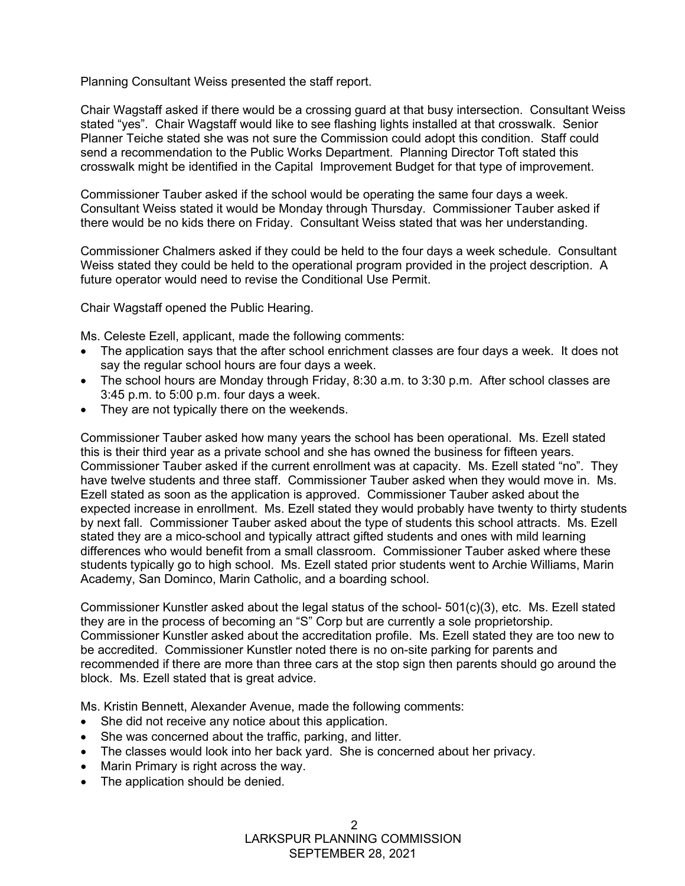Planning Consultant Weiss presented the staff report.

Chair Wagstaff asked if there would be a crossing guard at that busy intersection. Consultant Weiss stated "yes". Chair Wagstaff would like to see flashing lights installed at that crosswalk. Senior Planner Teiche stated she was not sure the Commission could adopt this condition. Staff could send a recommendation to the Public Works Department. Planning Director Toft stated this crosswalk might be identified in the Capital Improvement Budget for that type of improvement.

Commissioner Tauber asked if the school would be operating the same four days a week. Consultant Weiss stated it would be Monday through Thursday. Commissioner Tauber asked if there would be no kids there on Friday. Consultant Weiss stated that was her understanding.

Commissioner Chalmers asked if they could be held to the four days a week schedule. Consultant Weiss stated they could be held to the operational program provided in the project description. A future operator would need to revise the Conditional Use Permit.

Chair Wagstaff opened the Public Hearing.

Ms. Celeste Ezell, applicant, made the following comments:

- The application says that the after school enrichment classes are four days a week. It does not say the regular school hours are four days a week.
- The school hours are Monday through Friday, 8:30 a.m. to 3:30 p.m. After school classes are 3:45 p.m. to 5:00 p.m. four days a week.
- They are not typically there on the weekends.

Commissioner Tauber asked how many years the school has been operational. Ms. Ezell stated this is their third year as a private school and she has owned the business for fifteen years. Commissioner Tauber asked if the current enrollment was at capacity. Ms. Ezell stated "no". They have twelve students and three staff. Commissioner Tauber asked when they would move in. Ms. Ezell stated as soon as the application is approved. Commissioner Tauber asked about the expected increase in enrollment. Ms. Ezell stated they would probably have twenty to thirty students by next fall. Commissioner Tauber asked about the type of students this school attracts. Ms. Ezell stated they are a mico-school and typically attract gifted students and ones with mild learning differences who would benefit from a small classroom. Commissioner Tauber asked where these students typically go to high school. Ms. Ezell stated prior students went to Archie Williams, Marin Academy, San Dominco, Marin Catholic, and a boarding school.

Commissioner Kunstler asked about the legal status of the school- 501(c)(3), etc. Ms. Ezell stated they are in the process of becoming an "S" Corp but are currently a sole proprietorship. Commissioner Kunstler asked about the accreditation profile. Ms. Ezell stated they are too new to be accredited. Commissioner Kunstler noted there is no on-site parking for parents and recommended if there are more than three cars at the stop sign then parents should go around the block. Ms. Ezell stated that is great advice.

Ms. Kristin Bennett, Alexander Avenue, made the following comments:

- She did not receive any notice about this application.
- She was concerned about the traffic, parking, and litter.
- The classes would look into her back yard. She is concerned about her privacy.
- Marin Primary is right across the way.
- The application should be denied.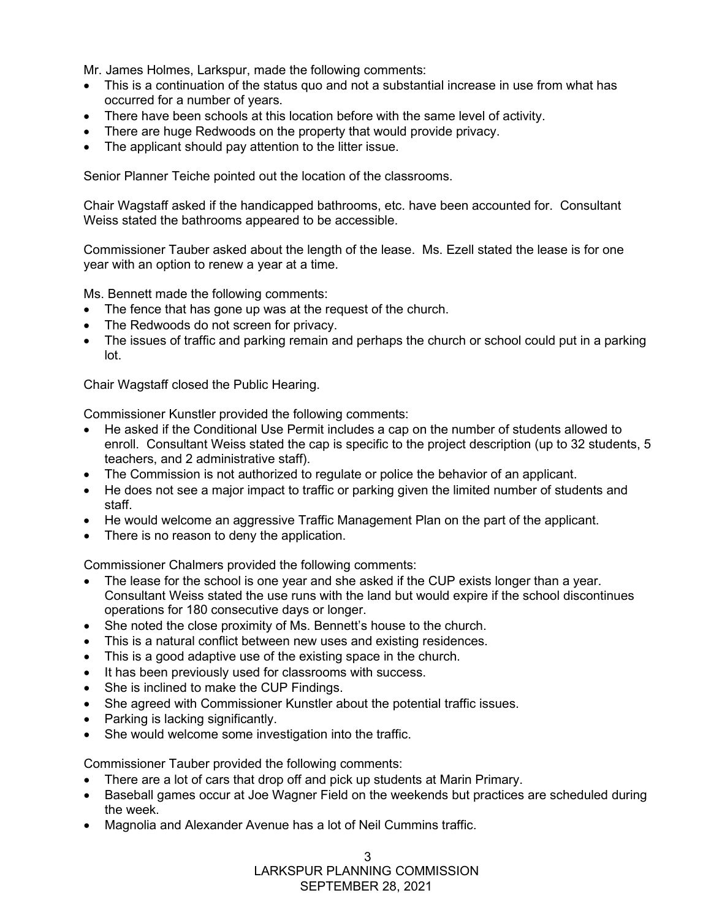Mr. James Holmes, Larkspur, made the following comments:

- This is a continuation of the status quo and not a substantial increase in use from what has occurred for a number of years.
- There have been schools at this location before with the same level of activity.
- There are huge Redwoods on the property that would provide privacy.
- The applicant should pay attention to the litter issue.

Senior Planner Teiche pointed out the location of the classrooms.

Chair Wagstaff asked if the handicapped bathrooms, etc. have been accounted for. Consultant Weiss stated the bathrooms appeared to be accessible.

Commissioner Tauber asked about the length of the lease. Ms. Ezell stated the lease is for one year with an option to renew a year at a time.

Ms. Bennett made the following comments:

- The fence that has gone up was at the request of the church.
- The Redwoods do not screen for privacy.
- The issues of traffic and parking remain and perhaps the church or school could put in a parking lot.

Chair Wagstaff closed the Public Hearing.

Commissioner Kunstler provided the following comments:

- He asked if the Conditional Use Permit includes a cap on the number of students allowed to enroll. Consultant Weiss stated the cap is specific to the project description (up to 32 students, 5 teachers, and 2 administrative staff).
- The Commission is not authorized to regulate or police the behavior of an applicant.
- He does not see a major impact to traffic or parking given the limited number of students and staff.
- He would welcome an aggressive Traffic Management Plan on the part of the applicant.
- There is no reason to deny the application.

Commissioner Chalmers provided the following comments:

- The lease for the school is one year and she asked if the CUP exists longer than a year. Consultant Weiss stated the use runs with the land but would expire if the school discontinues operations for 180 consecutive days or longer.
- She noted the close proximity of Ms. Bennett's house to the church.
- This is a natural conflict between new uses and existing residences.
- This is a good adaptive use of the existing space in the church.
- It has been previously used for classrooms with success.
- She is inclined to make the CUP Findings.
- She agreed with Commissioner Kunstler about the potential traffic issues.
- Parking is lacking significantly.
- She would welcome some investigation into the traffic.

Commissioner Tauber provided the following comments:

- There are a lot of cars that drop off and pick up students at Marin Primary.
- Baseball games occur at Joe Wagner Field on the weekends but practices are scheduled during the week.
- Magnolia and Alexander Avenue has a lot of Neil Cummins traffic.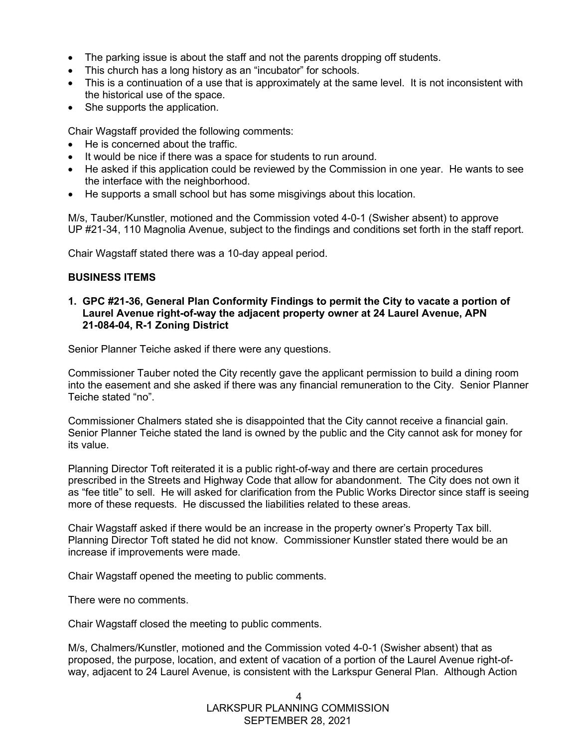- The parking issue is about the staff and not the parents dropping off students.
- This church has a long history as an "incubator" for schools.
- This is a continuation of a use that is approximately at the same level. It is not inconsistent with the historical use of the space.
- She supports the application.

Chair Wagstaff provided the following comments:

- He is concerned about the traffic.
- It would be nice if there was a space for students to run around.
- He asked if this application could be reviewed by the Commission in one year. He wants to see the interface with the neighborhood.
- He supports a small school but has some misgivings about this location.

M/s, Tauber/Kunstler, motioned and the Commission voted 4-0-1 (Swisher absent) to approve UP #21-34, 110 Magnolia Avenue, subject to the findings and conditions set forth in the staff report.

Chair Wagstaff stated there was a 10-day appeal period.

**BUSINESS ITEMS**

**1. GPC #21-36, General Plan Conformity Findings to permit the City to vacate a portion of Laurel Avenue right-of-way the adjacent property owner at 24 Laurel Avenue, APN 21-084-04, R-1 Zoning District**

Senior Planner Teiche asked if there were any questions.

Commissioner Tauber noted the City recently gave the applicant permission to build a dining room into the easement and she asked if there was any financial remuneration to the City. Senior Planner Teiche stated "no".

Commissioner Chalmers stated she is disappointed that the City cannot receive a financial gain. Senior Planner Teiche stated the land is owned by the public and the City cannot ask for money for its value.

Planning Director Toft reiterated it is a public right-of-way and there are certain procedures prescribed in the Streets and Highway Code that allow for abandonment. The City does not own it as "fee title" to sell. He will asked for clarification from the Public Works Director since staff is seeing more of these requests. He discussed the liabilities related to these areas.

Chair Wagstaff asked if there would be an increase in the property owner's Property Tax bill. Planning Director Toft stated he did not know. Commissioner Kunstler stated there would be an increase if improvements were made.

Chair Wagstaff opened the meeting to public comments.

There were no comments.

Chair Wagstaff closed the meeting to public comments.

M/s, Chalmers/Kunstler, motioned and the Commission voted 4-0-1 (Swisher absent) that as proposed, the purpose, location, and extent of vacation of a portion of the Laurel Avenue right-of-way, adjacent to 24 Laurel Avenue, is consistent with the Larkspur General Plan. Although Action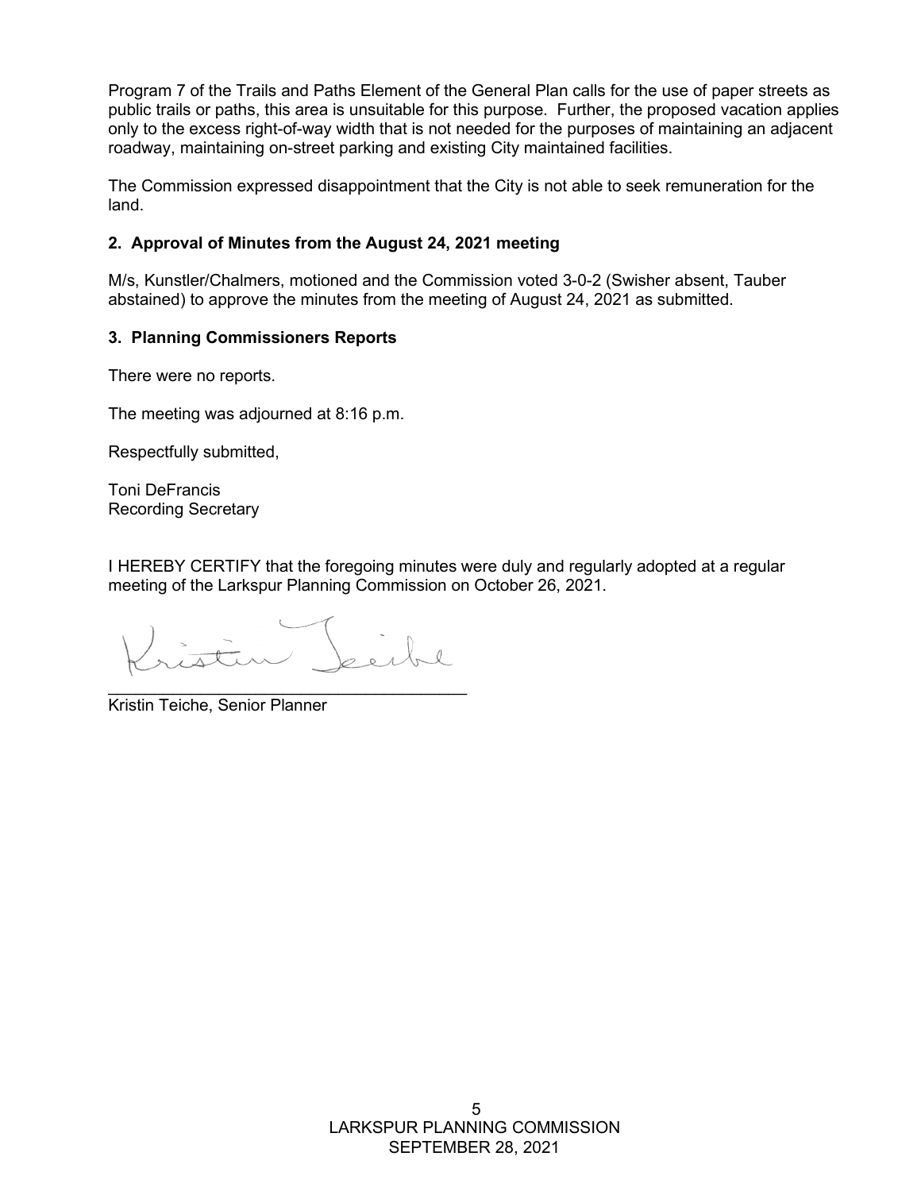Program 7 of the Trails and Paths Element of the General Plan calls for the use of paper streets as public trails or paths, this area is unsuitable for this purpose. Further, the proposed vacation applies only to the excess right-of-way width that is not needed for the purposes of maintaining an adjacent roadway, maintaining on-street parking and existing City maintained facilities.

The Commission expressed disappointment that the City is not able to seek remuneration for the land.

### 2. Approval of Minutes from the August 24, 2021 meeting

M/s, Kunstler/Chalmers, motioned and the Commission voted 3-0-2 (Swisher absent, Tauber abstained) to approve the minutes from the meeting of August 24, 2021 as submitted.

### 3. Planning Commissioners Reports

There were no reports.

The meeting was adjourned at 8:16 p.m.

Respectfully submitted,

Toni DeFrancis
Recording Secretary

I HEREBY CERTIFY that the foregoing minutes were duly and regularly adopted at a regular meeting of the Larkspur Planning Commission on October 26, 2021.

Kristin Teiche

\_\_\_\_\_\_\_\_\_\_\_\_\_\_\_\_\_\_\_\_\_\_\_\_\_\_\_\_\_\_\_\_\_\_\_\_\_\_\_\_

Kristin Teiche, Senior Planner